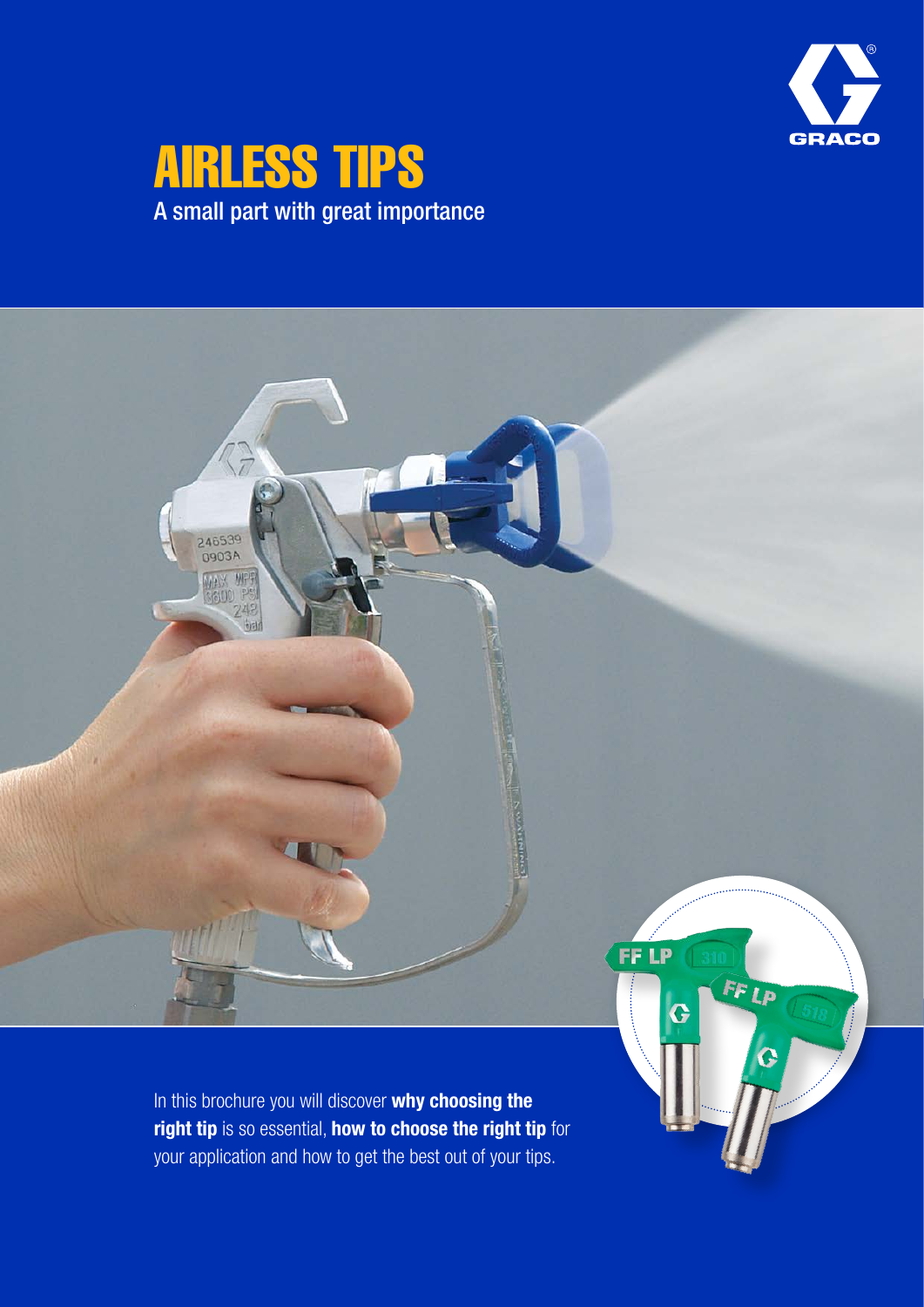# AIRLESS TIPS

A small part with great importance

In this brochure you will discover **why choosing the right tip** is so essential, **how to choose the right tip** for your application and how to get the best out of your tips.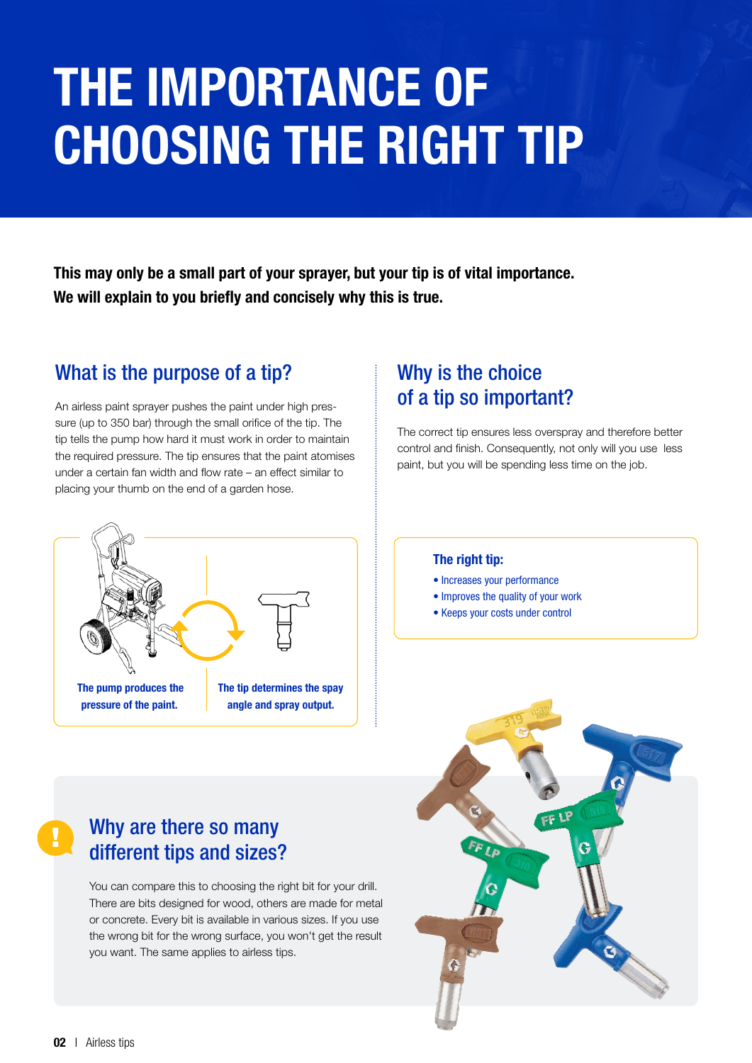# THE IMPORTANCE OF CHOOSING THE RIGHT TIP

**This may only be a small part of your sprayer, but your tip is of vital importance. We will explain to you briefly and concisely why this is true.**

## What is the purpose of a tip?

An airless paint sprayer pushes the paint under high pressure (up to 350 bar) through the small orifice of the tip. The tip tells the pump how hard it must work in order to maintain the required pressure. The tip ensures that the paint atomises under a certain fan width and flow rate – an effect similar to placing your thumb on the end of a garden hose.

**The pump produces the pressure of the paint.**

**The tip determines the spay angle and spray output.**

## Why is the choice of a tip so important?

The correct tip ensures less overspray and therefore better control and finish. Consequently, not only will you use less paint, but you will be spending less time on the job.

**The right tip:**

- Increases your performance
- Improves the quality of your work
- Keeps your costs under control

## Why are there so many different tips and sizes?

You can compare this to choosing the right bit for your drill. There are bits designed for wood, others are made for metal or concrete. Every bit is available in various sizes. If you use the wrong bit for the wrong surface, you won't get the result you want. The same applies to airless tips.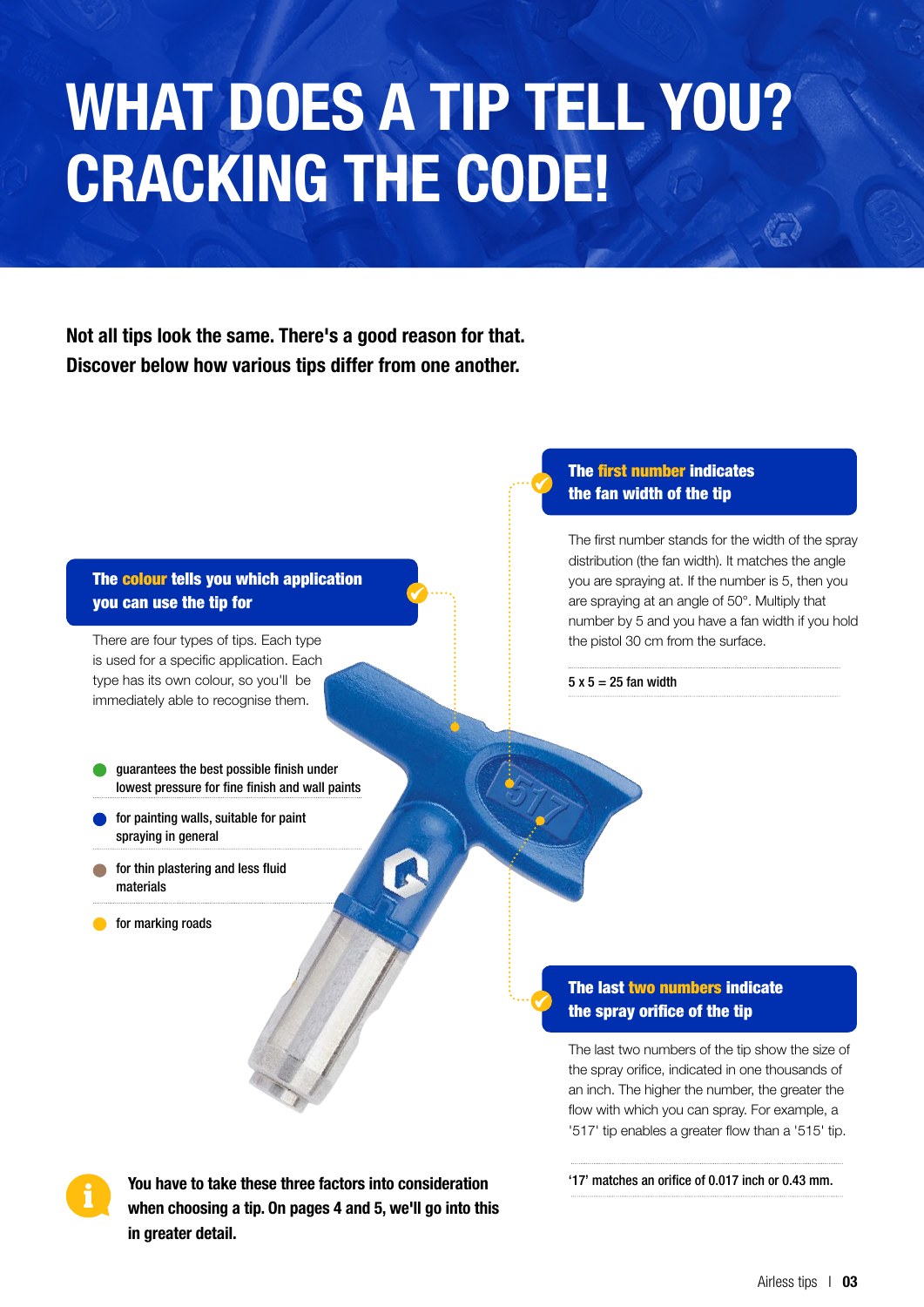# WHAT DOES A TIP TELL YOU? CRACKING THE CODE!

**Not all tips look the same. There's a good reason for that. Discover below how various tips differ from one another.**

## The colour tells you which application you can use the tip for

There are four types of tips. Each type is used for a specific application. Each type has its own colour, so you'll be immediately able to recognise them.

- 🟢 guarantees the best possible finish under lowest pressure for fine finish and wall paints
- 🔵 for painting walls, suitable for paint spraying in general
- 🟤 for thin plastering and less fluid materials
- 🟡 for marking roads

## The first number indicates the fan width of the tip

The first number stands for the width of the spray distribution (the fan width). It matches the angle you are spraying at. If the number is 5, then you are spraying at an angle of 50°. Multiply that number by 5 and you have a fan width if you hold the pistol 30 cm from the surface.

5 x 5 = 25 fan width

## The last two numbers indicate the spray orifice of the tip

The last two numbers of the tip show the size of the spray orifice, indicated in one thousands of an inch. The higher the number, the greater the flow with which you can spray. For example, a '517' tip enables a greater flow than a '515' tip.

'17' matches an orifice of 0.017 inch or 0.43 mm.

**You have to take these three factors into consideration when choosing a tip. On pages 4 and 5, we'll go into this in greater detail.**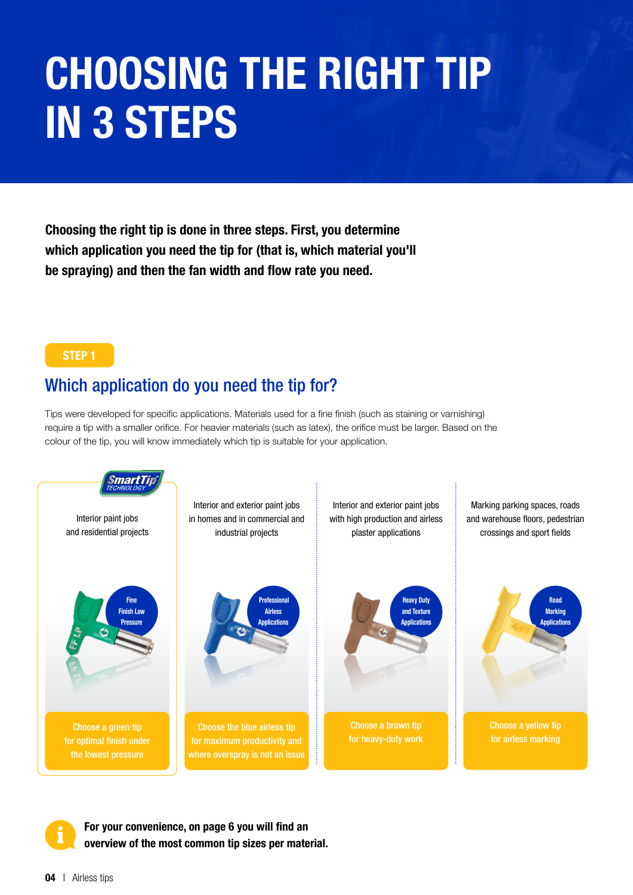# CHOOSING THE RIGHT TIP IN 3 STEPS

**Choosing the right tip is done in three steps. First, you determine which application you need the tip for (that is, which material you'll be spraying) and then the fan width and flow rate you need.**

**STEP 1**

## Which application do you need the tip for?

Tips were developed for specific applications. Materials used for a fine finish (such as staining or varnishing) require a tip with a smaller orifice. For heavier materials (such as latex), the orifice must be larger. Based on the colour of the tip, you will know immediately which tip is suitable for your application.

SmartTip TECHNOLOGY

Interior paint jobs and residential projects

Fine Finish Low Pressure

Choose a green tip for optimal finish under the lowest pressure

Interior and exterior paint jobs in homes and in commercial and industrial projects

Professional Airless Applications

Choose the blue airless tip for maximum productivity and where overspray is not an issue

Interior and exterior paint jobs with high production and airless plaster applications

Heavy Duty and Texture Applications

Choose a brown tip for heavy-duty work

Marking parking spaces, roads and warehouse floors, pedestrian crossings and sport fields

Road Marking Applications

Choose a yellow tip for airless marking

**For your convenience, on page 6 you will find an overview of the most common tip sizes per material.**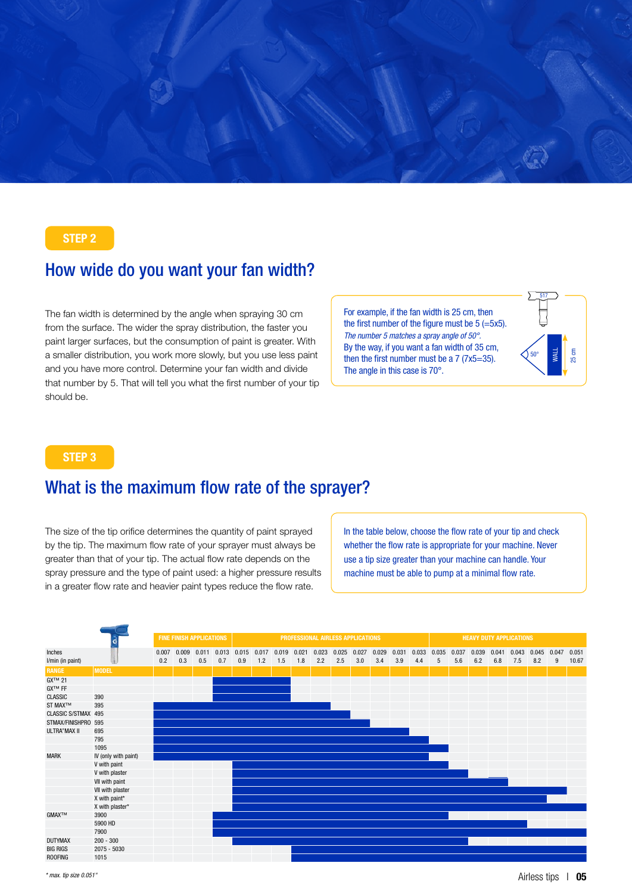## STEP 2

# How wide do you want your fan width?

The fan width is determined by the angle when spraying 30 cm from the surface. The wider the spray distribution, the faster you paint larger surfaces, but the consumption of paint is greater. With a smaller distribution, you work more slowly, but you use less paint and you have more control. Determine your fan width and divide that number by 5. That will tell you what the first number of your tip should be.

For example, if the fan width is 25 cm, then the first number of the figure must be 5 (=5x5).
*The number 5 matches a spray angle of 50°.*
By the way, if you want a fan width of 35 cm, then the first number must be a 7 (7x5=35).
The angle in this case is 70°.

517 · 50° · WALL · 25 cm

## STEP 3

# What is the maximum flow rate of the sprayer?

The size of the tip orifice determines the quantity of paint sprayed by the tip. The maximum flow rate of your sprayer must always be greater than that of your tip. The actual flow rate depends on the spray pressure and the type of paint used: a higher pressure results in a greater flow rate and heavier paint types reduce the flow rate.

In the table below, choose the flow rate of your tip and check whether the flow rate is appropriate for your machine. Never use a tip size greater than your machine can handle. Your machine must be able to pump at a minimal flow rate.

| | | FINE FINISH APPLICATIONS | | | | PROFESSIONAL AIRLESS APPLICATIONS | | | | | | | | | | HEAVY DUTY APPLICATIONS | | | | | | | |
|---|---|---|---|---|---|---|---|---|---|---|---|---|---|---|---|---|---|---|---|---|---|---|---|
| Inches | | 0.007 | 0.009 | 0.011 | 0.013 | 0.015 | 0.017 | 0.019 | 0.021 | 0.023 | 0.025 | 0.027 | 0.029 | 0.031 | 0.033 | 0.035 | 0.037 | 0.039 | 0.041 | 0.043 | 0.045 | 0.047 | 0.051 |
| l/min (in paint) | | 0.2 | 0.3 | 0.5 | 0.7 | 0.9 | 1.2 | 1.5 | 1.8 | 2.2 | 2.5 | 3.0 | 3.4 | 3.9 | 4.4 | 5 | 5.6 | 6.2 | 6.8 | 7.5 | 8.2 | 9 | 10.67 |
| **RANGE** | **MODEL** | | | | | | | | | | | | | | | | | | | | | | |
| GX™ 21 | | | | | ■ | ■ | ■ | ■ | | | | | | | | | | | | | | | |
| GX™ FF | | | | | ■ | ■ | ■ | ■ | | | | | | | | | | | | | | | |
| CLASSIC | 390 | | | | ■ | ■ | ■ | ■ | | | | | | | | | | | | | | | |
| ST MAX™ | 395 | ■ | ■ | ■ | ■ | ■ | ■ | ■ | ■ | ■ | | | | | | | | | | | | | |
| CLASSIC S/STMAX | 495 | ■ | ■ | ■ | ■ | ■ | ■ | ■ | ■ | ■ | ■ | | | | | | | | | | | | |
| STMAX/FINISHPRO | 595 | ■ | ■ | ■ | ■ | ■ | ■ | ■ | ■ | ■ | ■ | ■ | | | | | | | | | | | |
| ULTRA®MAX II | 695 | ■ | ■ | ■ | ■ | ■ | ■ | ■ | ■ | ■ | ■ | ■ | ■ | ■ | | | | | | | | | |
| | 795 | ■ | ■ | ■ | ■ | ■ | ■ | ■ | ■ | ■ | ■ | ■ | ■ | ■ | ■ | | | | | | | | |
| | 1095 | ■ | ■ | ■ | ■ | ■ | ■ | ■ | ■ | ■ | ■ | ■ | ■ | ■ | ■ | ■ | | | | | | | |
| MARK | IV (only with paint) | ■ | ■ | ■ | ■ | ■ | ■ | ■ | ■ | ■ | ■ | ■ | ■ | ■ | ■ | | | | | | | | |
| | V with paint | | | | | ■ | ■ | ■ | ■ | ■ | ■ | ■ | ■ | ■ | ■ | ■ | | | | | | | |
| | V with plaster | | | | | ■ | ■ | ■ | ■ | ■ | ■ | ■ | ■ | ■ | ■ | ■ | ■ | | | | | | |
| | VII with paint | | | | | ■ | ■ | ■ | ■ | ■ | ■ | ■ | ■ | ■ | ■ | ■ | ■ | ■ | ■ | | | | |
| | VII with plaster | | | | | ■ | ■ | ■ | ■ | ■ | ■ | ■ | ■ | ■ | ■ | ■ | ■ | ■ | ■ | ■ | ■ | ■ | |
| | X with paint* | | | | | ■ | ■ | ■ | ■ | ■ | ■ | ■ | ■ | ■ | ■ | ■ | ■ | ■ | ■ | ■ | ■ | | |
| | X with plaster* | | | | | ■ | ■ | ■ | ■ | ■ | ■ | ■ | ■ | ■ | ■ | ■ | ■ | ■ | ■ | ■ | ■ | ■ | ■ |
| GMAX™ | 3900 | | | | ■ | ■ | ■ | ■ | ■ | ■ | ■ | ■ | ■ | ■ | ■ | ■ | | | | | | | |
| | 5900 HD | | | | ■ | ■ | ■ | ■ | ■ | ■ | ■ | ■ | ■ | ■ | ■ | ■ | ■ | ■ | ■ | ■ | | | |
| | 7900 | | | | ■ | ■ | ■ | ■ | ■ | ■ | ■ | ■ | ■ | ■ | ■ | ■ | ■ | ■ | ■ | ■ | ■ | ■ | ■ |
| DUTYMAX | 200 - 300 | | | | | ■ | ■ | ■ | ■ | ■ | ■ | ■ | ■ | ■ | ■ | ■ | ■ | | | | | | |
| BIG RIGS | 2075 - 5030 | | | | | | | | ■ | ■ | ■ | ■ | ■ | ■ | ■ | ■ | ■ | ■ | ■ | ■ | ■ | ■ | ■ |
| ROOFING | 1015 | | | | | | | | ■ | ■ | ■ | ■ | ■ | ■ | ■ | ■ | ■ | ■ | ■ | ■ | ■ | ■ | ■ |

*\* max. tip size 0.051"*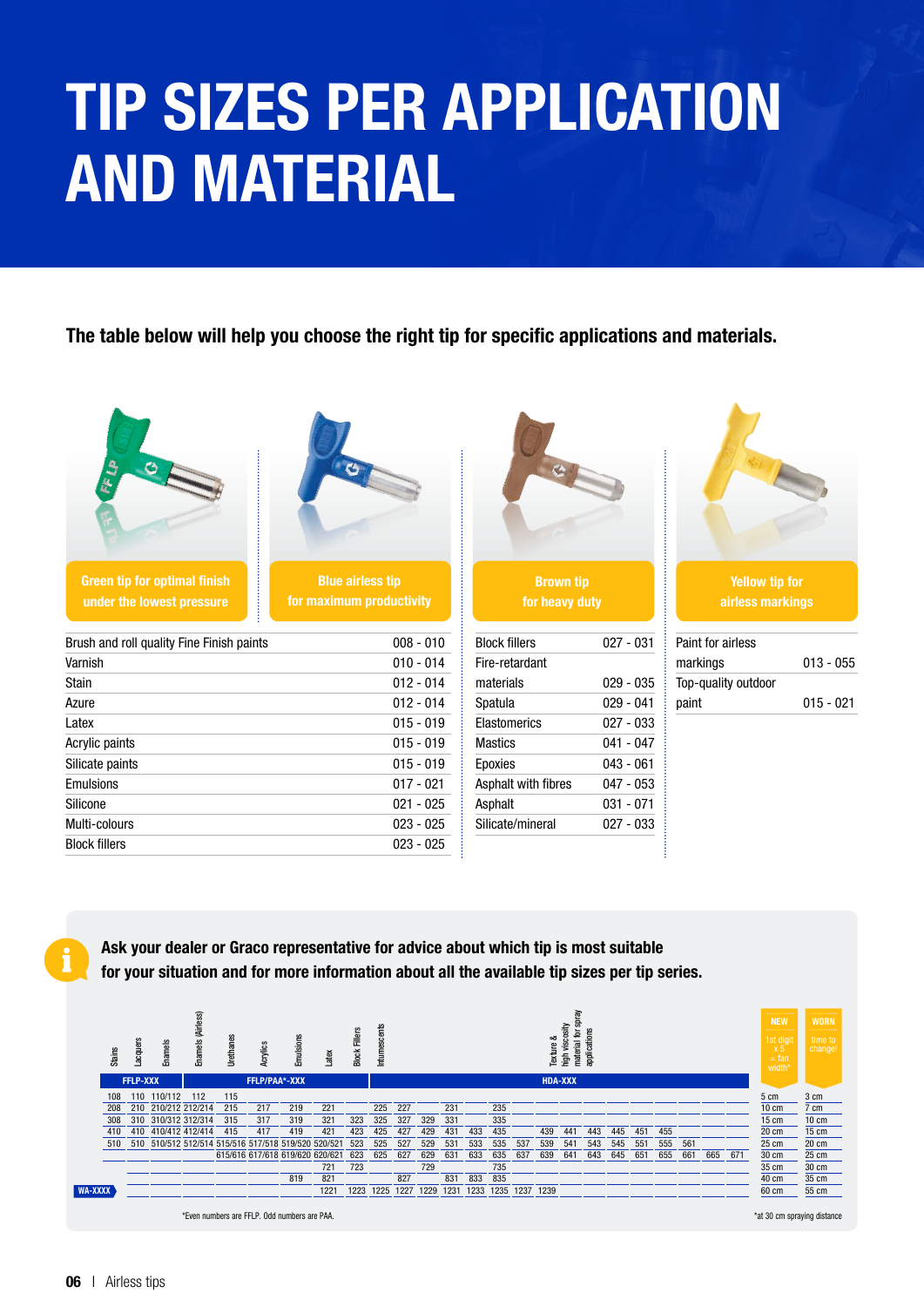# TIP SIZES PER APPLICATION AND MATERIAL

**The table below will help you choose the right tip for specific applications and materials.**

## Green tip for optimal finish under the lowest pressure

## Blue airless tip for maximum productivity

| Material | Tip size |
|---|---|
| Brush and roll quality Fine Finish paints | 008 - 010 |
| Varnish | 010 - 014 |
| Stain | 012 - 014 |
| Azure | 012 - 014 |
| Latex | 015 - 019 |
| Acrylic paints | 015 - 019 |
| Silicate paints | 015 - 019 |
| Emulsions | 017 - 021 |
| Silicone | 021 - 025 |
| Multi-colours | 023 - 025 |
| Block fillers | 023 - 025 |

## Brown tip for heavy duty

| Material | Tip size |
|---|---|
| Block fillers | 027 - 031 |
| Fire-retardant materials | 029 - 035 |
| Spatula | 029 - 041 |
| Elastomerics | 027 - 033 |
| Mastics | 041 - 047 |
| Epoxies | 043 - 061 |
| Asphalt with fibres | 047 - 053 |
| Asphalt | 031 - 071 |
| Silicate/mineral | 027 - 033 |

## Yellow tip for airless markings

| Material | Tip size |
|---|---|
| Paint for airless markings | 013 - 055 |
| Top-quality outdoor paint | 015 - 021 |

**Ask your dealer or Graco representative for advice about which tip is most suitable for your situation and for more information about all the available tip sizes per tip series.**

| | Stains | Lacquers | Enamels | Enamels (Airless) | Urethanes | Acrylics | Emulsions | Latex | Block Fillers | Intumescents | | | | | | | Texture & high viscosity material for spray applications | | | | | | | | | NEW (1st digit x 5 = fan width*) | WORN (time to change!) |
|---|---|---|---|---|---|---|---|---|---|---|---|---|---|---|---|---|---|---|---|---|---|---|---|---|---|---|---|
| | FFLP-XXX | | | | FFLP/PAA*-XXX | | | | | HDA-XXX | | | | | | | | | | | | | | | | | |
| | 108 | 110 | 110/112 | 112 | 115 | | | | | | | | | | | | | | | | | | | | | 5 cm | 3 cm |
| | 208 | 210 | 210/212 | 212/214 | 215 | 217 | 219 | 221 | | 225 | 227 | | 231 | | 235 | | | | | | | | | | | 10 cm | 7 cm |
| | 308 | 310 | 310/312 | 312/314 | 315 | 317 | 319 | 321 | 323 | 325 | 327 | 329 | 331 | | 335 | | | | | | | | | | | 15 cm | 10 cm |
| | 410 | 410 | 410/412 | 412/414 | 415 | 417 | 419 | 421 | 423 | 425 | 427 | 429 | 431 | 433 | 435 | | 439 | 441 | 443 | 445 | 451 | 455 | | | | 20 cm | 15 cm |
| | 510 | 510 | 510/512 | 512/514 | 515/516 | 517/518 | 519/520 | 520/521 | 523 | 525 | 527 | 529 | 531 | 533 | 535 | 537 | 539 | 541 | 543 | 545 | 551 | 555 | 561 | | | 25 cm | 20 cm |
| | | | | | 615/616 | 617/618 | 619/620 | 620/621 | 623 | 625 | 627 | 629 | 631 | 633 | 635 | 637 | 639 | 641 | 643 | 645 | 651 | 655 | 661 | 665 | 671 | 30 cm | 25 cm |
| | | | | | | | | 721 | 723 | | | 729 | | | 735 | | | | | | | | | | | 35 cm | 30 cm |
| | | | | | | | 819 | 821 | | | 827 | | 831 | 833 | 835 | | | | | | | | | | | 40 cm | 35 cm |
| WA-XXXX | | | | | | | | 1221 | 1223 | 1225 | 1227 | 1229 | 1231 | 1233 | 1235 | 1237 | 1239 | | | | | | | | | 60 cm | 55 cm |

*Even numbers are FFLP. Odd numbers are PAA.

*at 30 cm spraying distance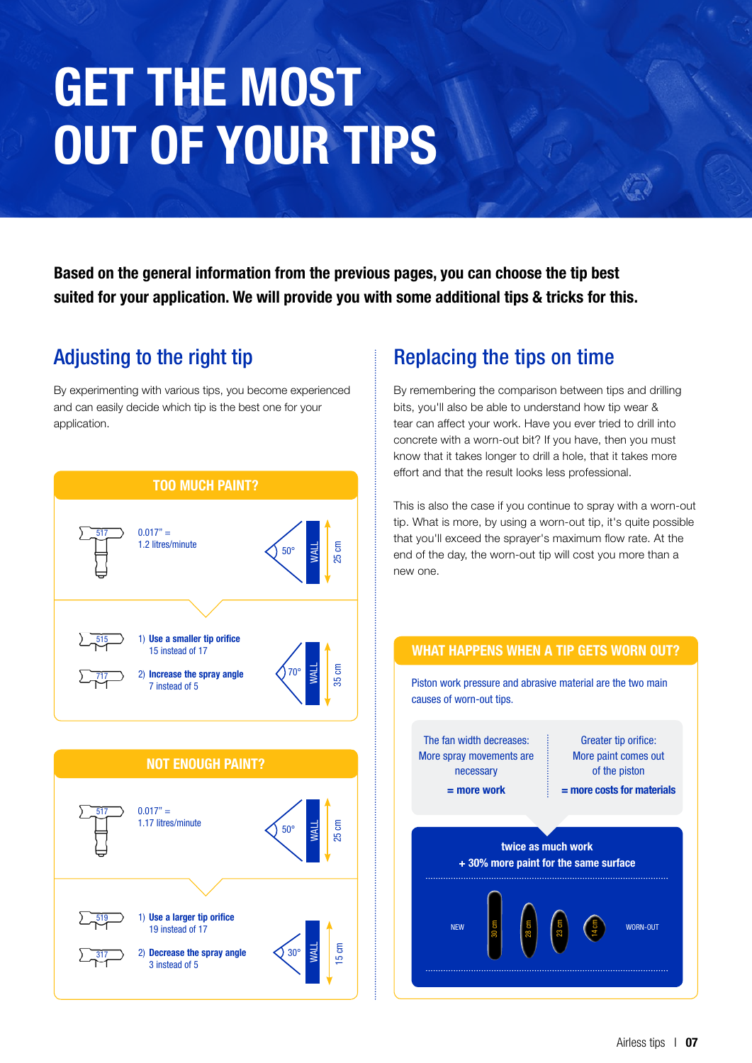# GET THE MOST OUT OF YOUR TIPS

**Based on the general information from the previous pages, you can choose the tip best suited for your application. We will provide you with some additional tips & tricks for this.**

## Adjusting to the right tip

By experimenting with various tips, you become experienced and can easily decide which tip is the best one for your application.

### TOO MUCH PAINT?

517 — 0.017" = 1.2 litres/minute — 50° — WALL — 25 cm

1) **Use a smaller tip orifice**
15 instead of 17 (515)

2) **Increase the spray angle**
7 instead of 5 (717)

70° — WALL — 35 cm

### NOT ENOUGH PAINT?

517 — 0.017" = 1.17 litres/minute — 50° — WALL — 25 cm

1) **Use a larger tip orifice**
19 instead of 17 (519)

2) **Decrease the spray angle**
3 instead of 5 (317)

30° — WALL — 15 cm

## Replacing the tips on time

By remembering the comparison between tips and drilling bits, you'll also be able to understand how tip wear & tear can affect your work. Have you ever tried to drill into concrete with a worn-out bit? If you have, then you must know that it takes longer to drill a hole, that it takes more effort and that the result looks less professional.

This is also the case if you continue to spray with a worn-out tip. What is more, by using a worn-out tip, it's quite possible that you'll exceed the sprayer's maximum flow rate. At the end of the day, the worn-out tip will cost you more than a new one.

### WHAT HAPPENS WHEN A TIP GETS WORN OUT?

Piston work pressure and abrasive material are the two main causes of worn-out tips.

| The fan width decreases: More spray movements are necessary **= more work** | Greater tip orifice: More paint comes out of the piston **= more costs for materials** |
|---|---|

**twice as much work**
**+ 30% more paint for the same surface**

NEW — 30 cm — 28 cm — 23 cm — 14 cm — WORN-OUT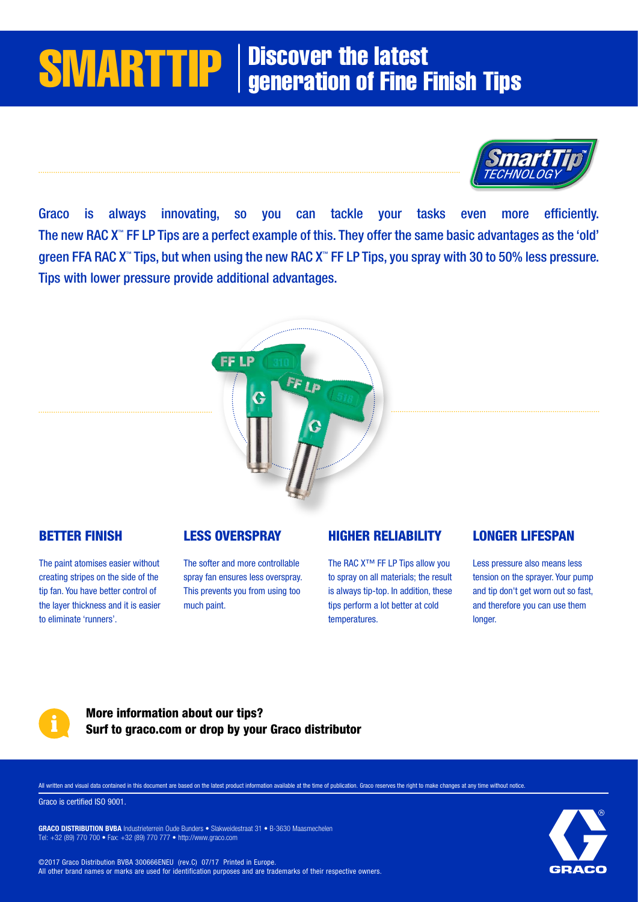# SMARTTIP | Discover the latest generation of Fine Finish Tips

SmartTip™ TECHNOLOGY

Graco is always innovating, so you can tackle your tasks even more efficiently. The new RAC X™ FF LP Tips are a perfect example of this. They offer the same basic advantages as the 'old' green FFA RAC X™ Tips, but when using the new RAC X™ FF LP Tips, you spray with 30 to 50% less pressure. Tips with lower pressure provide additional advantages.

## BETTER FINISH

The paint atomises easier without creating stripes on the side of the tip fan. You have better control of the layer thickness and it is easier to eliminate 'runners'.

## LESS OVERSPRAY

The softer and more controllable spray fan ensures less overspray. This prevents you from using too much paint.

## HIGHER RELIABILITY

The RAC X™ FF LP Tips allow you to spray on all materials; the result is always tip-top. In addition, these tips perform a lot better at cold temperatures.

## LONGER LIFESPAN

Less pressure also means less tension on the sprayer. Your pump and tip don't get worn out so fast, and therefore you can use them longer.

**More information about our tips?**
**Surf to graco.com or drop by your Graco distributor**

All written and visual data contained in this document are based on the latest product information available at the time of publication. Graco reserves the right to make changes at any time without notice.

Graco is certified ISO 9001.

**GRACO DISTRIBUTION BVBA** Industrieterrein Oude Bunders • Slakweidestraat 31 • B-3630 Maasmechelen
Tel: +32 (89) 770 700 • Fax: +32 (89) 770 777 • http://www.graco.com

©2017 Graco Distribution BVBA 300666ENEU (rev.C) 07/17 Printed in Europe.
All other brand names or marks are used for identification purposes and are trademarks of their respective owners.